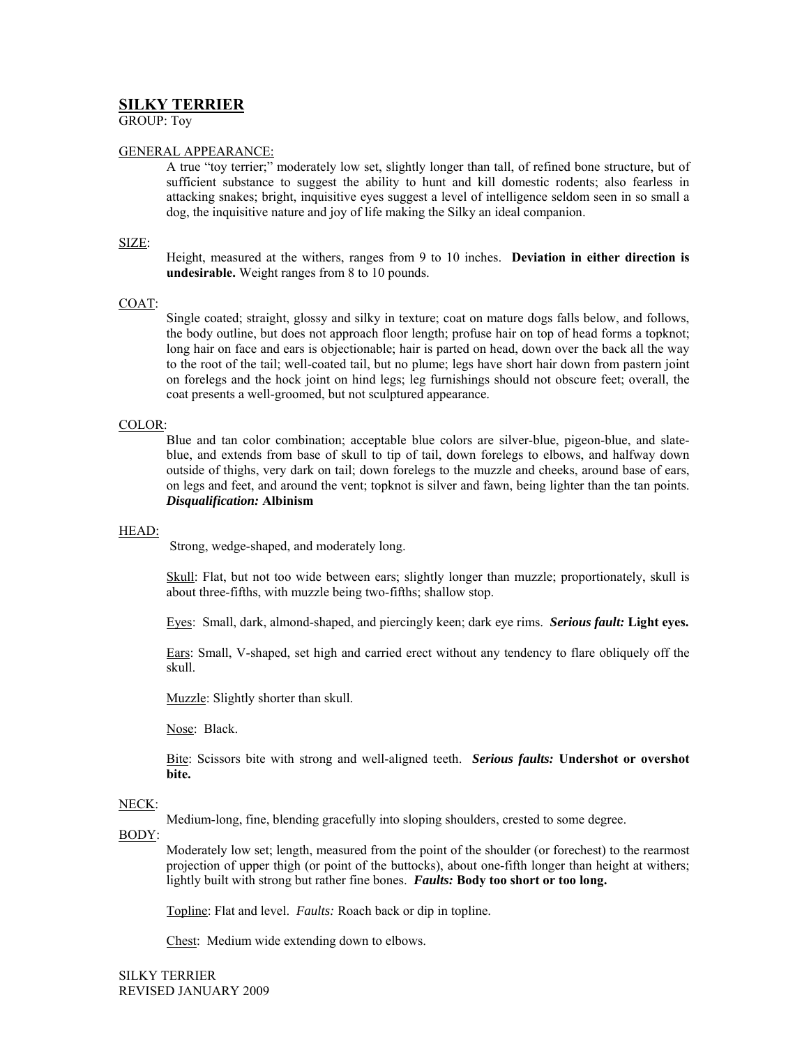# SILKY TERRIER

GROUP: Toy

## GENERAL APPEARANCE:

A true "toy terrier;" moderately low set, slightly longer than tall, of refined bone structure, but of sufficient substance to suggest the ability to hunt and kill domestic rodents; also fearless in attacking snakes; bright, inquisitive eyes suggest a level of intelligence seldom seen in so small a dog, the inquisitive nature and joy of life making the Silky an ideal companion.

## SIZE:

Height, measured at the withers, ranges from 9 to 10 inches. **Deviation in either direction is undesirable.** Weight ranges from 8 to 10 pounds.

## COAT:

Single coated; straight, glossy and silky in texture; coat on mature dogs falls below, and follows, the body outline, but does not approach floor length; profuse hair on top of head forms a topknot; long hair on face and ears is objectionable; hair is parted on head, down over the back all the way to the root of the tail; well-coated tail, but no plume; legs have short hair down from pastern joint on forelegs and the hock joint on hind legs; leg furnishings should not obscure feet; overall, the coat presents a well-groomed, but not sculptured appearance.

## COLOR:

Blue and tan color combination; acceptable blue colors are silver-blue, pigeon-blue, and slate-blue, and extends from base of skull to tip of tail, down forelegs to elbows, and halfway down outside of thighs, very dark on tail; down forelegs to the muzzle and cheeks, around base of ears, on legs and feet, and around the vent; topknot is silver and fawn, being lighter than the tan points.
***Disqualification:*** **Albinism**

## HEAD:

Strong, wedge-shaped, and moderately long.

Skull: Flat, but not too wide between ears; slightly longer than muzzle; proportionately, skull is about three-fifths, with muzzle being two-fifths; shallow stop.

Eyes: Small, dark, almond-shaped, and piercingly keen; dark eye rims. ***Serious fault:*** **Light eyes.**

Ears: Small, V-shaped, set high and carried erect without any tendency to flare obliquely off the skull.

Muzzle: Slightly shorter than skull.

Nose: Black.

Bite: Scissors bite with strong and well-aligned teeth. ***Serious faults:*** **Undershot or overshot bite.**

## NECK:

Medium-long, fine, blending gracefully into sloping shoulders, crested to some degree.

## BODY:

Moderately low set; length, measured from the point of the shoulder (or forechest) to the rearmost projection of upper thigh (or point of the buttocks), about one-fifth longer than height at withers; lightly built with strong but rather fine bones. ***Faults:*** **Body too short or too long.**

Topline: Flat and level. *Faults:* Roach back or dip in topline.

Chest: Medium wide extending down to elbows.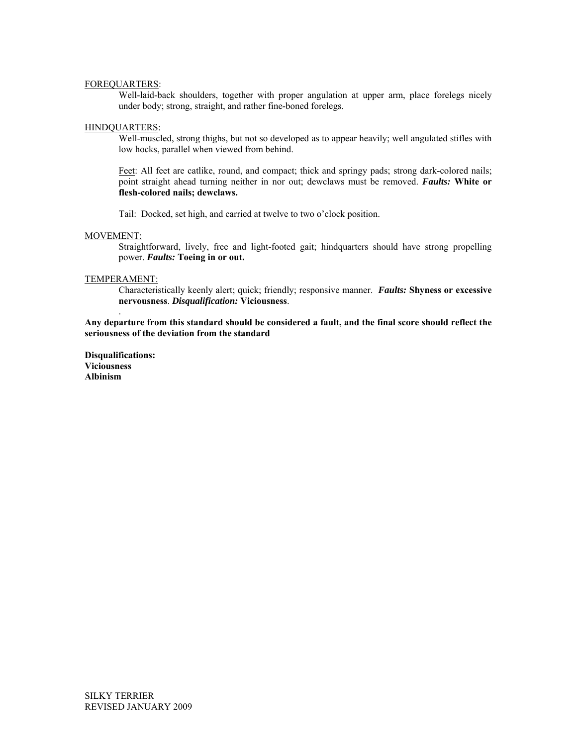FOREQUARTERS:

Well-laid-back shoulders, together with proper angulation at upper arm, place forelegs nicely under body; strong, straight, and rather fine-boned forelegs.

HINDQUARTERS:

Well-muscled, strong thighs, but not so developed as to appear heavily; well angulated stifles with low hocks, parallel when viewed from behind.

Feet: All feet are catlike, round, and compact; thick and springy pads; strong dark-colored nails; point straight ahead turning neither in nor out; dewclaws must be removed. ***Faults:*** **White or flesh-colored nails; dewclaws.**

Tail: Docked, set high, and carried at twelve to two o'clock position.

MOVEMENT:

Straightforward, lively, free and light-footed gait; hindquarters should have strong propelling power. ***Faults:*** **Toeing in or out.**

TEMPERAMENT:

Characteristically keenly alert; quick; friendly; responsive manner. ***Faults:*** **Shyness or excessive nervousness**. ***Disqualification:*** **Viciousness**.

.

**Any departure from this standard should be considered a fault, and the final score should reflect the seriousness of the deviation from the standard**

**Disqualifications:**
**Viciousness**
**Albinism**